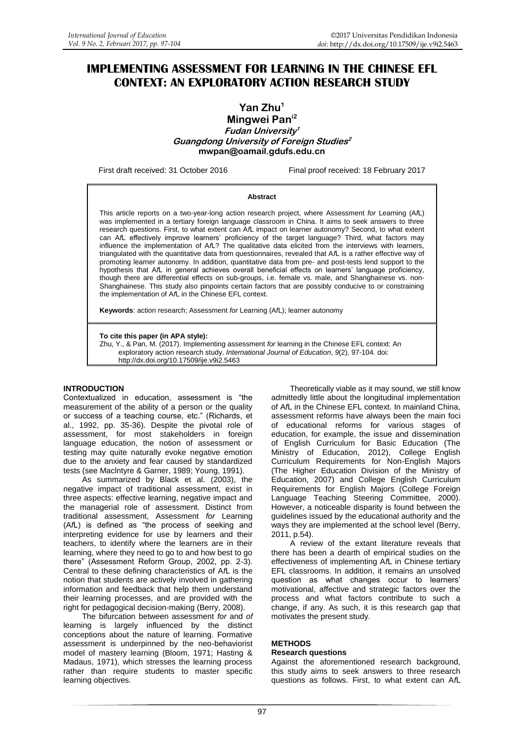# IMPLEMENTING ASSESSMENT FOR LEARNING IN THE CHINESE EFL CONTEXT: AN EXPLORATORY ACTION RESEARCH STUDY

**Yan Zhu[1]**
**Mingwei Pan[i2]**
***Fudan University[1]***
***Guangdong University of Foreign Studies[2]***
**mwpan@oamail.gdufs.edu.cn**

First draft received: 31 October 2016 Final proof received: 18 February 2017

**Abstract**

This article reports on a two-year-long action research project, where Assessment *for* Learning (A*f*L) was implemented in a tertiary foreign language classroom in China. It aims to seek answers to three research questions. First, to what extent can A*f*L impact on learner autonomy? Second, to what extent can A*f*L effectively improve learners' proficiency of the target language? Third, what factors may influence the implementation of A*f*L? The qualitative data elicited from the interviews with learners, triangulated with the quantitative data from questionnaires, revealed that A*f*L is a rather effective way of promoting learner autonomy. In addition, quantitative data from pre- and post-tests lend support to the hypothesis that A*f*L in general achieves overall beneficial effects on learners' language proficiency, though there are differential effects on sub-groups, i.e. female vs. male, and Shanghainese vs. non-Shanghainese. This study also pinpoints certain factors that are possibly conducive to or constraining the implementation of A*f*L in the Chinese EFL context.

**Keywords**: action research; Assessment *for* Learning (A*f*L); learner autonomy

**To cite this paper (in APA style):**
Zhu, Y., & Pan, M. (2017). Implementing assessment *for* learning in the Chinese EFL context: An exploratory action research study. *International Journal of Education*, *9*(2), 97-104. doi: http://dx.doi.org/10.17509/ije.v9i2.5463

## INTRODUCTION

Contextualized in education, assessment is "the measurement of the ability of a person or the quality or success of a teaching course, etc." (Richards, et al., 1992, pp. 35-36). Despite the pivotal role of assessment, for most stakeholders in foreign language education, the notion of assessment or testing may quite naturally evoke negative emotion due to the anxiety and fear caused by standardized tests (see MacIntyre & Garner, 1989; Young, 1991).

As summarized by Black et al. (2003), the negative impact of traditional assessment, exist in three aspects: effective learning, negative impact and the managerial role of assessment. Distinct from traditional assessment, Assessment *for* Learning (A*f*L) is defined as "the process of seeking and interpreting evidence for use by learners and their teachers, to identify where the learners are in their learning, where they need to go to and how best to go there" (Assessment Reform Group, 2002, pp. 2-3). Central to these defining characteristics of A*f*L is the notion that students are actively involved in gathering information and feedback that help them understand their learning processes, and are provided with the right for pedagogical decision-making (Berry, 2008).

The bifurcation between assessment *for* and *of* learning is largely influenced by the distinct conceptions about the nature of learning. Formative assessment is underpinned by the neo-behaviorist model of mastery learning (Bloom, 1971; Hasting & Madaus, 1971), which stresses the learning process rather than require students to master specific learning objectives.

Theoretically viable as it may sound, we still know admittedly little about the longitudinal implementation of A*f*L in the Chinese EFL context. In mainland China, assessment reforms have always been the main foci of educational reforms for various stages of education, for example, the issue and dissemination of English Curriculum for Basic Education (The Ministry of Education, 2012), College English Curriculum Requirements for Non-English Majors (The Higher Education Division of the Ministry of Education, 2007) and College English Curriculum Requirements for English Majors (College Foreign Language Teaching Steering Committee, 2000). However, a noticeable disparity is found between the guidelines issued by the educational authority and the ways they are implemented at the school level (Berry, 2011, p.54).

A review of the extant literature reveals that there has been a dearth of empirical studies on the effectiveness of implementing A*f*L in Chinese tertiary EFL classrooms. In addition, it remains an unsolved question as what changes occur to learners' motivational, affective and strategic factors over the process and what factors contribute to such a change, if any. As such, it is this research gap that motivates the present study.

## METHODS

### Research questions

Against the aforementioned research background, this study aims to seek answers to three research questions as follows. First, to what extent can A*f*L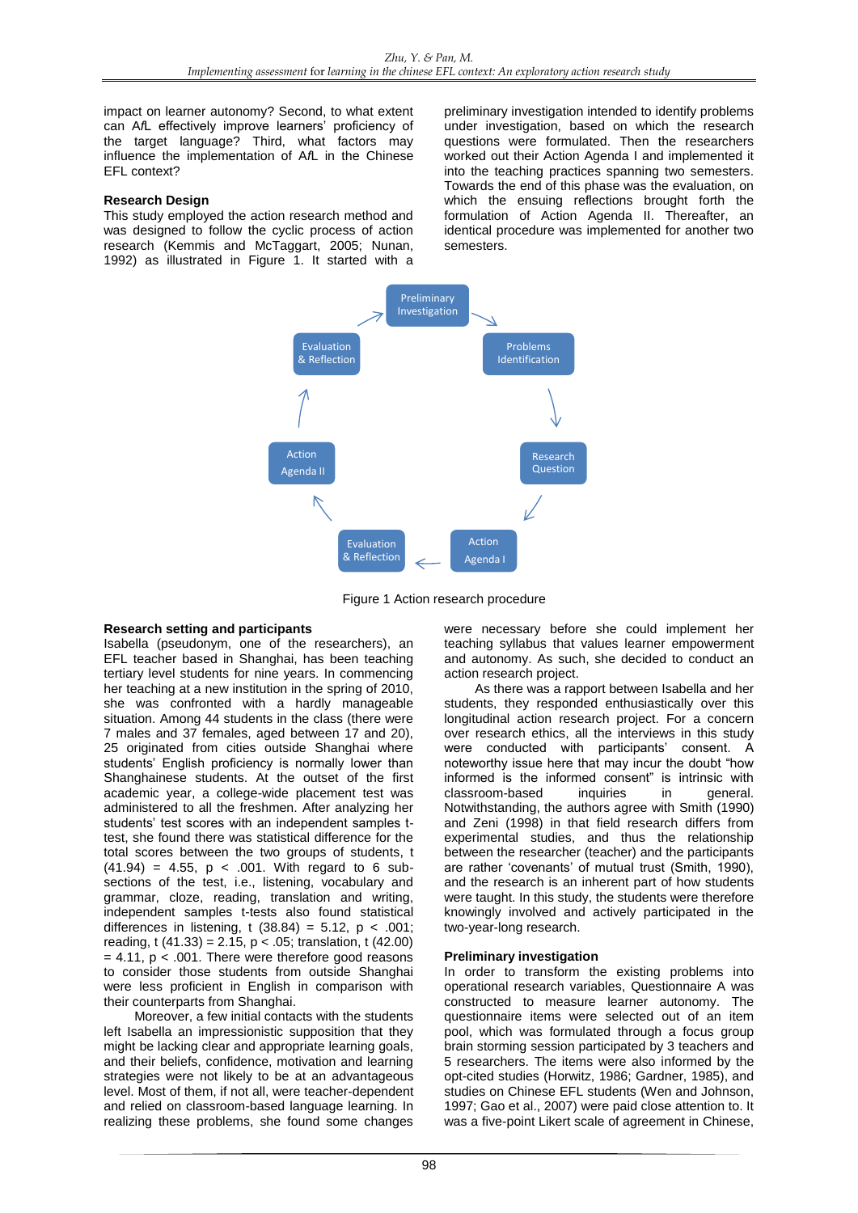impact on learner autonomy? Second, to what extent can A*f*L effectively improve learners' proficiency of the target language? Third, what factors may influence the implementation of A*f*L in the Chinese EFL context?

### Research Design

This study employed the action research method and was designed to follow the cyclic process of action research (Kemmis and McTaggart, 2005; Nunan, 1992) as illustrated in Figure 1. It started with a preliminary investigation intended to identify problems under investigation, based on which the research questions were formulated. Then the researchers worked out their Action Agenda I and implemented it into the teaching practices spanning two semesters. Towards the end of this phase was the evaluation, on which the ensuing reflections brought forth the formulation of Action Agenda II. Thereafter, an identical procedure was implemented for another two semesters.

Preliminary Investigation → Problems Identification → Research Question → Action Agenda I → Evaluation & Reflection → Action Agenda II → Evaluation & Reflection → Preliminary Investigation

Figure 1 Action research procedure

### Research setting and participants

Isabella (pseudonym, one of the researchers), an EFL teacher based in Shanghai, has been teaching tertiary level students for nine years. In commencing her teaching at a new institution in the spring of 2010, she was confronted with a hardly manageable situation. Among 44 students in the class (there were 7 males and 37 females, aged between 17 and 20), 25 originated from cities outside Shanghai where students' English proficiency is normally lower than Shanghainese students. At the outset of the first academic year, a college-wide placement test was administered to all the freshmen. After analyzing her students' test scores with an independent samples t-test, she found there was statistical difference for the total scores between the two groups of students, $t\ (41.94) = 4.55$, $p < .001$. With regard to 6 sub-sections of the test, i.e., listening, vocabulary and grammar, cloze, reading, translation and writing, independent samples t-tests also found statistical differences in listening, $t\ (38.84) = 5.12$, $p < .001$; reading, $t\ (41.33) = 2.15$, $p < .05$; translation, $t\ (42.00) = 4.11$, $p < .001$. There were therefore good reasons to consider those students from outside Shanghai were less proficient in English in comparison with their counterparts from Shanghai.

Moreover, a few initial contacts with the students left Isabella an impressionistic supposition that they might be lacking clear and appropriate learning goals, and their beliefs, confidence, motivation and learning strategies were not likely to be at an advantageous level. Most of them, if not all, were teacher-dependent and relied on classroom-based language learning. In realizing these problems, she found some changes were necessary before she could implement her teaching syllabus that values learner empowerment and autonomy. As such, she decided to conduct an action research project.

As there was a rapport between Isabella and her students, they responded enthusiastically over this longitudinal action research project. For a concern over research ethics, all the interviews in this study were conducted with participants' consent. A noteworthy issue here that may incur the doubt "how informed is the informed consent" is intrinsic with classroom-based inquiries in general. Notwithstanding, the authors agree with Smith (1990) and Zeni (1998) in that field research differs from experimental studies, and thus the relationship between the researcher (teacher) and the participants are rather 'covenants' of mutual trust (Smith, 1990), and the research is an inherent part of how students were taught. In this study, the students were therefore knowingly involved and actively participated in the two-year-long research.

### Preliminary investigation

In order to transform the existing problems into operational research variables, Questionnaire A was constructed to measure learner autonomy. The questionnaire items were selected out of an item pool, which was formulated through a focus group brain storming session participated by 3 teachers and 5 researchers. The items were also informed by the opt-cited studies (Horwitz, 1986; Gardner, 1985), and studies on Chinese EFL students (Wen and Johnson, 1997; Gao et al., 2007) were paid close attention to. It was a five-point Likert scale of agreement in Chinese,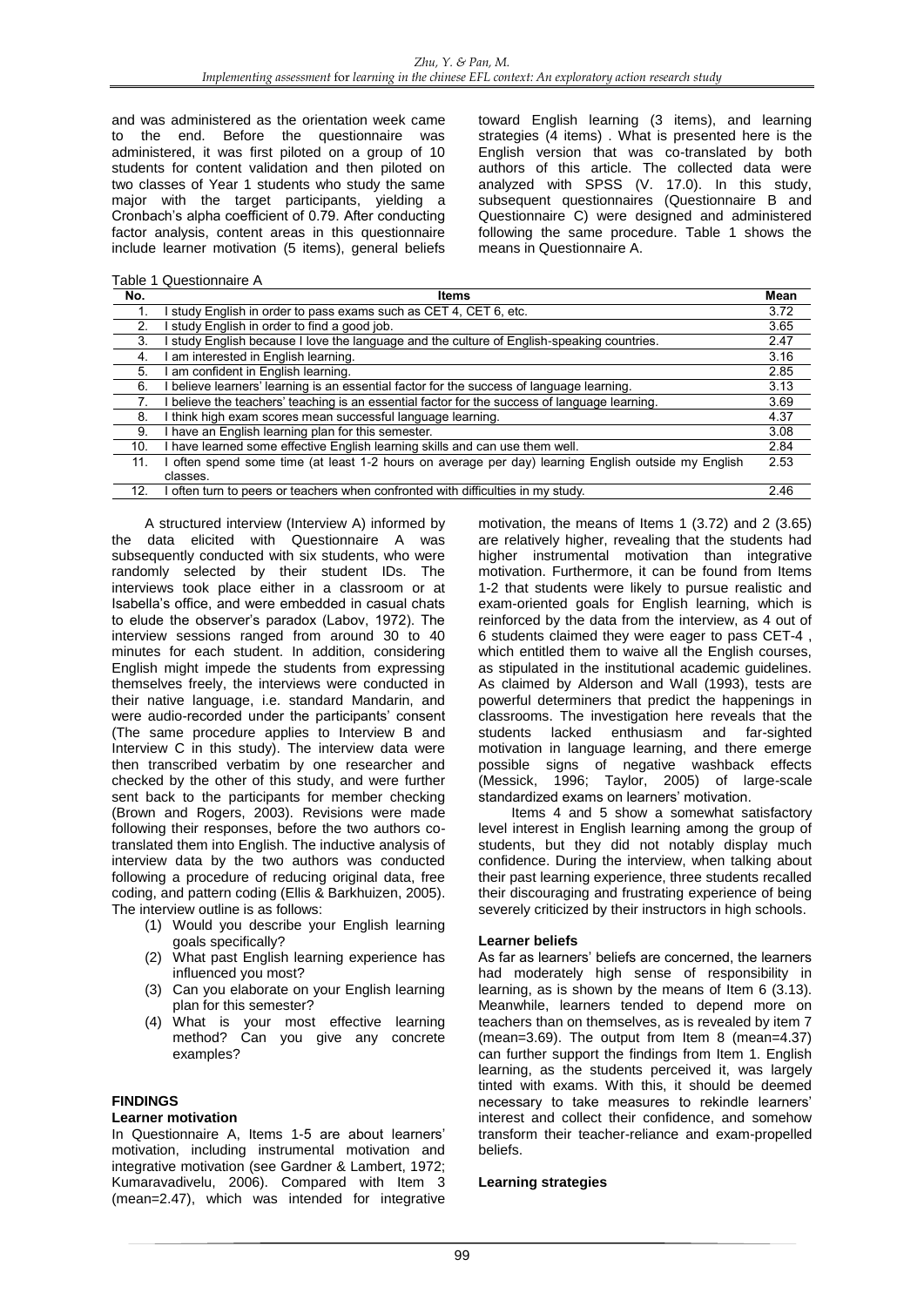and was administered as the orientation week came to the end. Before the questionnaire was administered, it was first piloted on a group of 10 students for content validation and then piloted on two classes of Year 1 students who study the same major with the target participants, yielding a Cronbach's alpha coefficient of 0.79. After conducting factor analysis, content areas in this questionnaire include learner motivation (5 items), general beliefs toward English learning (3 items), and learning strategies (4 items) . What is presented here is the English version that was co-translated by both authors of this article. The collected data were analyzed with SPSS (V. 17.0). In this study, subsequent questionnaires (Questionnaire B and Questionnaire C) were designed and administered following the same procedure. Table 1 shows the means in Questionnaire A.

Table 1 Questionnaire A

| No. | Items | Mean |
|---|---|---|
| 1. | I study English in order to pass exams such as CET 4, CET 6, etc. | 3.72 |
| 2. | I study English in order to find a good job. | 3.65 |
| 3. | I study English because I love the language and the culture of English-speaking countries. | 2.47 |
| 4. | I am interested in English learning. | 3.16 |
| 5. | I am confident in English learning. | 2.85 |
| 6. | I believe learners' learning is an essential factor for the success of language learning. | 3.13 |
| 7. | I believe the teachers' teaching is an essential factor for the success of language learning. | 3.69 |
| 8. | I think high exam scores mean successful language learning. | 4.37 |
| 9. | I have an English learning plan for this semester. | 3.08 |
| 10. | I have learned some effective English learning skills and can use them well. | 2.84 |
| 11. | I often spend some time (at least 1-2 hours on average per day) learning English outside my English classes. | 2.53 |
| 12. | I often turn to peers or teachers when confronted with difficulties in my study. | 2.46 |

A structured interview (Interview A) informed by the data elicited with Questionnaire A was subsequently conducted with six students, who were randomly selected by their student IDs. The interviews took place either in a classroom or at Isabella's office, and were embedded in casual chats to elude the observer's paradox (Labov, 1972). The interview sessions ranged from around 30 to 40 minutes for each student. In addition, considering English might impede the students from expressing themselves freely, the interviews were conducted in their native language, i.e. standard Mandarin, and were audio-recorded under the participants' consent (The same procedure applies to Interview B and Interview C in this study). The interview data were then transcribed verbatim by one researcher and checked by the other of this study, and were further sent back to the participants for member checking (Brown and Rogers, 2003). Revisions were made following their responses, before the two authors co-translated them into English. The inductive analysis of interview data by the two authors was conducted following a procedure of reducing original data, free coding, and pattern coding (Ellis & Barkhuizen, 2005). The interview outline is as follows:

(1) Would you describe your English learning goals specifically?
(2) What past English learning experience has influenced you most?
(3) Can you elaborate on your English learning plan for this semester?
(4) What is your most effective learning method? Can you give any concrete examples?

## FINDINGS

### Learner motivation

In Questionnaire A, Items 1-5 are about learners' motivation, including instrumental motivation and integrative motivation (see Gardner & Lambert, 1972; Kumaravadivelu, 2006). Compared with Item 3 (mean=2.47), which was intended for integrative motivation, the means of Items 1 (3.72) and 2 (3.65) are relatively higher, revealing that the students had higher instrumental motivation than integrative motivation. Furthermore, it can be found from Items 1-2 that students were likely to pursue realistic and exam-oriented goals for English learning, which is reinforced by the data from the interview, as 4 out of 6 students claimed they were eager to pass CET-4 , which entitled them to waive all the English courses, as stipulated in the institutional academic guidelines. As claimed by Alderson and Wall (1993), tests are powerful determiners that predict the happenings in classrooms. The investigation here reveals that the students lacked enthusiasm and far-sighted motivation in language learning, and there emerge possible signs of negative washback effects (Messick, 1996; Taylor, 2005) of large-scale standardized exams on learners' motivation.

Items 4 and 5 show a somewhat satisfactory level interest in English learning among the group of students, but they did not notably display much confidence. During the interview, when talking about their past learning experience, three students recalled their discouraging and frustrating experience of being severely criticized by their instructors in high schools.

### Learner beliefs

As far as learners' beliefs are concerned, the learners had moderately high sense of responsibility in learning, as is shown by the means of Item 6 (3.13). Meanwhile, learners tended to depend more on teachers than on themselves, as is revealed by item 7 (mean=3.69). The output from Item 8 (mean=4.37) can further support the findings from Item 1. English learning, as the students perceived it, was largely tinted with exams. With this, it should be deemed necessary to take measures to rekindle learners' interest and collect their confidence, and somehow transform their teacher-reliance and exam-propelled beliefs.

### Learning strategies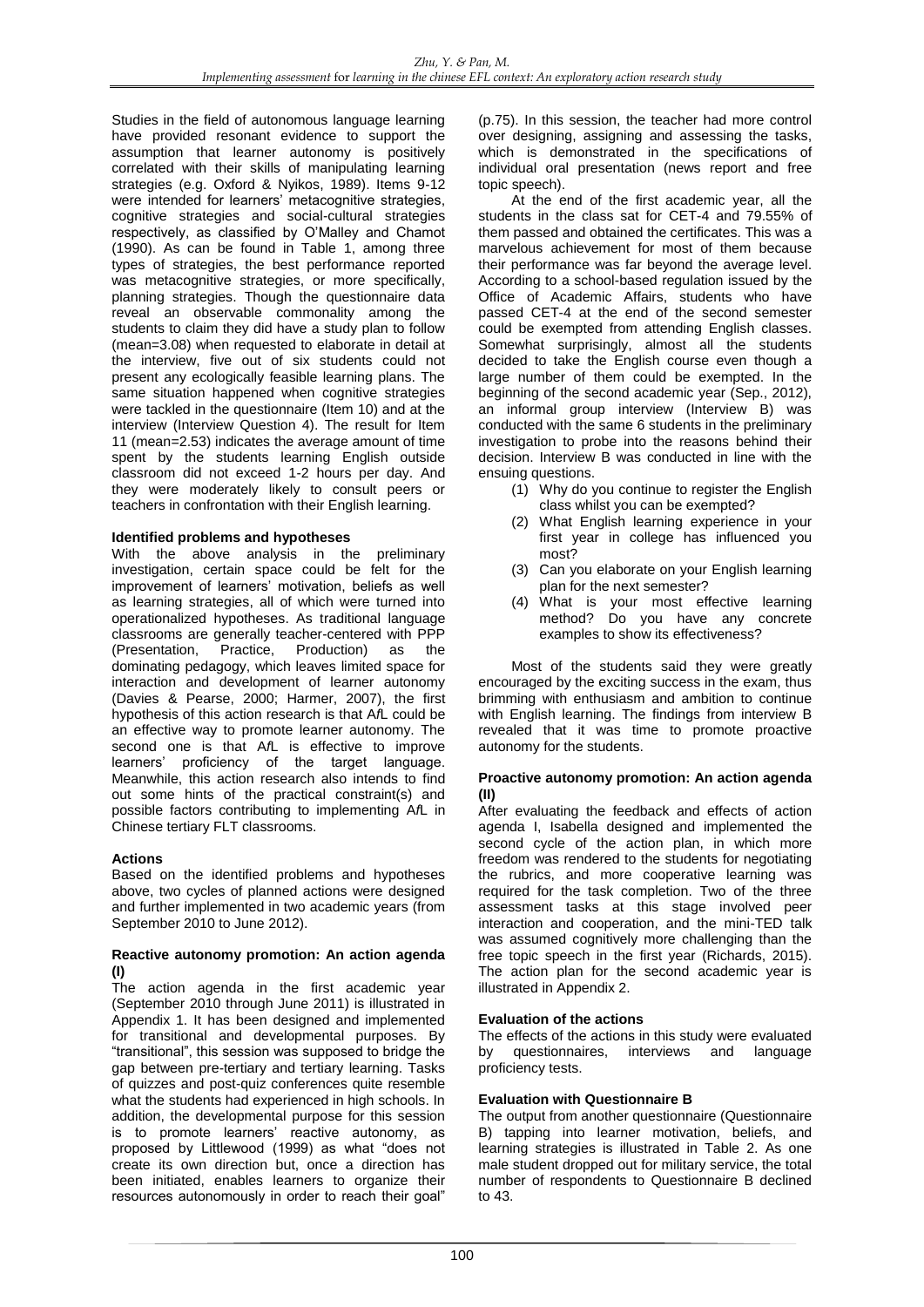Studies in the field of autonomous language learning have provided resonant evidence to support the assumption that learner autonomy is positively correlated with their skills of manipulating learning strategies (e.g. Oxford & Nyikos, 1989). Items 9-12 were intended for learners' metacognitive strategies, cognitive strategies and social-cultural strategies respectively, as classified by O'Malley and Chamot (1990). As can be found in Table 1, among three types of strategies, the best performance reported was metacognitive strategies, or more specifically, planning strategies. Though the questionnaire data reveal an observable commonality among the students to claim they did have a study plan to follow (mean=3.08) when requested to elaborate in detail at the interview, five out of six students could not present any ecologically feasible learning plans. The same situation happened when cognitive strategies were tackled in the questionnaire (Item 10) and at the interview (Interview Question 4). The result for Item 11 (mean=2.53) indicates the average amount of time spent by the students learning English outside classroom did not exceed 1-2 hours per day. And they were moderately likely to consult peers or teachers in confrontation with their English learning.

**Identified problems and hypotheses**

With the above analysis in the preliminary investigation, certain space could be felt for the improvement of learners' motivation, beliefs as well as learning strategies, all of which were turned into operationalized hypotheses. As traditional language classrooms are generally teacher-centered with PPP (Presentation, Practice, Production) as the dominating pedagogy, which leaves limited space for interaction and development of learner autonomy (Davies & Pearse, 2000; Harmer, 2007), the first hypothesis of this action research is that A*f*L could be an effective way to promote learner autonomy. The second one is that A*f*L is effective to improve learners' proficiency of the target language. Meanwhile, this action research also intends to find out some hints of the practical constraint(s) and possible factors contributing to implementing A*f*L in Chinese tertiary FLT classrooms.

**Actions**

Based on the identified problems and hypotheses above, two cycles of planned actions were designed and further implemented in two academic years (from September 2010 to June 2012).

**Reactive autonomy promotion: An action agenda (I)**

The action agenda in the first academic year (September 2010 through June 2011) is illustrated in Appendix 1. It has been designed and implemented for transitional and developmental purposes. By "transitional", this session was supposed to bridge the gap between pre-tertiary and tertiary learning. Tasks of quizzes and post-quiz conferences quite resemble what the students had experienced in high schools. In addition, the developmental purpose for this session is to promote learners' reactive autonomy, as proposed by Littlewood (1999) as what "does not create its own direction but, once a direction has been initiated, enables learners to organize their resources autonomously in order to reach their goal" (p.75). In this session, the teacher had more control over designing, assigning and assessing the tasks, which is demonstrated in the specifications of individual oral presentation (news report and free topic speech).

At the end of the first academic year, all the students in the class sat for CET-4 and 79.55% of them passed and obtained the certificates. This was a marvelous achievement for most of them because their performance was far beyond the average level. According to a school-based regulation issued by the Office of Academic Affairs, students who have passed CET-4 at the end of the second semester could be exempted from attending English classes. Somewhat surprisingly, almost all the students decided to take the English course even though a large number of them could be exempted. In the beginning of the second academic year (Sep., 2012), an informal group interview (Interview B) was conducted with the same 6 students in the preliminary investigation to probe into the reasons behind their decision. Interview B was conducted in line with the ensuing questions.

(1) Why do you continue to register the English class whilst you can be exempted?
(2) What English learning experience in your first year in college has influenced you most?
(3) Can you elaborate on your English learning plan for the next semester?
(4) What is your most effective learning method? Do you have any concrete examples to show its effectiveness?

Most of the students said they were greatly encouraged by the exciting success in the exam, thus brimming with enthusiasm and ambition to continue with English learning. The findings from interview B revealed that it was time to promote proactive autonomy for the students.

**Proactive autonomy promotion: An action agenda (II)**

After evaluating the feedback and effects of action agenda I, Isabella designed and implemented the second cycle of the action plan, in which more freedom was rendered to the students for negotiating the rubrics, and more cooperative learning was required for the task completion. Two of the three assessment tasks at this stage involved peer interaction and cooperation, and the mini-TED talk was assumed cognitively more challenging than the free topic speech in the first year (Richards, 2015). The action plan for the second academic year is illustrated in Appendix 2.

**Evaluation of the actions**

The effects of the actions in this study were evaluated by questionnaires, interviews and language proficiency tests.

**Evaluation with Questionnaire B**

The output from another questionnaire (Questionnaire B) tapping into learner motivation, beliefs, and learning strategies is illustrated in Table 2. As one male student dropped out for military service, the total number of respondents to Questionnaire B declined to 43.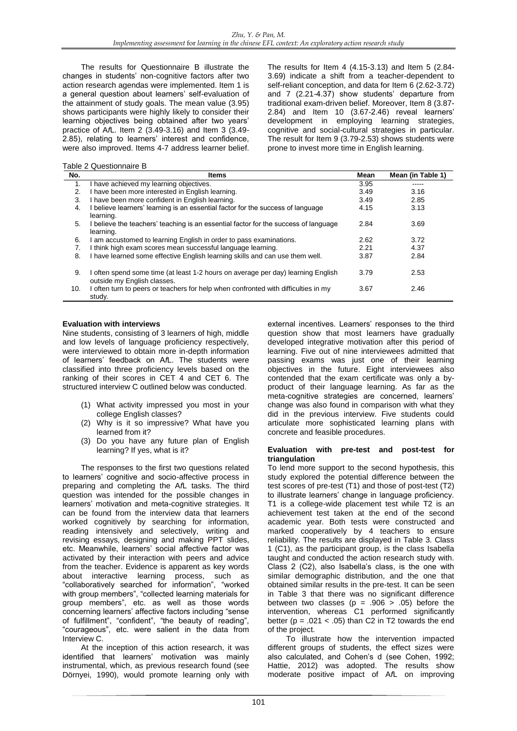The results for Questionnaire B illustrate the changes in students' non-cognitive factors after two action research agendas were implemented. Item 1 is a general question about learners' self-evaluation of the attainment of study goals. The mean value (3.95) shows participants were highly likely to consider their learning objectives being obtained after two years' practice of A*f*L. Item 2 (3.49-3.16) and Item 3 (3.49-2.85), relating to learners' interest and confidence, were also improved. Items 4-7 address learner belief. The results for Item 4 (4.15-3.13) and Item 5 (2.84-3.69) indicate a shift from a teacher-dependent to self-reliant conception, and data for Item 6 (2.62-3.72) and 7 (2.21-4.37) show students' departure from traditional exam-driven belief. Moreover, Item 8 (3.87-2.84) and Item 10 (3.67-2.46) reveal learners' development in employing learning strategies, cognitive and social-cultural strategies in particular. The result for Item 9 (3.79-2.53) shows students were prone to invest more time in English learning.

Table 2 Questionnaire B

| No. | Items | Mean | Mean (in Table 1) |
|---|---|---|---|
| 1. | I have achieved my learning objectives. | 3.95 | ----- |
| 2. | I have been more interested in English learning. | 3.49 | 3.16 |
| 3. | I have been more confident in English learning. | 3.49 | 2.85 |
| 4. | I believe learners' learning is an essential factor for the success of language learning. | 4.15 | 3.13 |
| 5. | I believe the teachers' teaching is an essential factor for the success of language learning. | 2.84 | 3.69 |
| 6. | I am accustomed to learning English in order to pass examinations. | 2.62 | 3.72 |
| 7. | I think high exam scores mean successful language learning. | 2.21 | 4.37 |
| 8. | I have learned some effective English learning skills and can use them well. | 3.87 | 2.84 |
| 9. | I often spend some time (at least 1-2 hours on average per day) learning English outside my English classes. | 3.79 | 2.53 |
| 10. | I often turn to peers or teachers for help when confronted with difficulties in my study. | 3.67 | 2.46 |

**Evaluation with interviews**

Nine students, consisting of 3 learners of high, middle and low levels of language proficiency respectively, were interviewed to obtain more in-depth information of learners' feedback on A*f*L. The students were classified into three proficiency levels based on the ranking of their scores in CET 4 and CET 6. The structured interview C outlined below was conducted.

(1) What activity impressed you most in your college English classes?
(2) Why is it so impressive? What have you learned from it?
(3) Do you have any future plan of English learning? If yes, what is it?

The responses to the first two questions related to learners' cognitive and socio-affective process in preparing and completing the A*f*L tasks. The third question was intended for the possible changes in learners' motivation and meta-cognitive strategies. It can be found from the interview data that learners worked cognitively by searching for information, reading intensively and selectively, writing and revising essays, designing and making PPT slides, etc. Meanwhile, learners' social affective factor was activated by their interaction with peers and advice from the teacher. Evidence is apparent as key words about interactive learning process, such as "collaboratively searched for information", "worked with group members", "collected learning materials for group members", etc. as well as those words concerning learners' affective factors including "sense of fulfillment", "confident", "the beauty of reading", "courageous", etc. were salient in the data from Interview C.

At the inception of this action research, it was identified that learners' motivation was mainly instrumental, which, as previous research found (see Dörnyei, 1990), would promote learning only with external incentives. Learners' responses to the third question show that most learners have gradually developed integrative motivation after this period of learning. Five out of nine interviewees admitted that passing exams was just one of their learning objectives in the future. Eight interviewees also contended that the exam certificate was only a by-product of their language learning. As far as the meta-cognitive strategies are concerned, learners' change was also found in comparison with what they did in the previous interview. Five students could articulate more sophisticated learning plans with concrete and feasible procedures.

**Evaluation with pre-test and post-test for triangulation**

To lend more support to the second hypothesis, this study explored the potential difference between the test scores of pre-test (T1) and those of post-test (T2) to illustrate learners' change in language proficiency. T1 is a college-wide placement test while T2 is an achievement test taken at the end of the second academic year. Both tests were constructed and marked cooperatively by 4 teachers to ensure reliability. The results are displayed in Table 3. Class 1 (C1), as the participant group, is the class Isabella taught and conducted the action research study with. Class 2 (C2), also Isabella's class, is the one with similar demographic distribution, and the one that obtained similar results in the pre-test. It can be seen in Table 3 that there was no significant difference between two classes ($p = .906 > .05$) before the intervention, whereas C1 performed significantly better ($p = .021 < .05$) than C2 in T2 towards the end of the project.

To illustrate how the intervention impacted different groups of students, the effect sizes were also calculated, and Cohen's d (see Cohen, 1992; Hattie, 2012) was adopted. The results show moderate positive impact of A*f*L on improving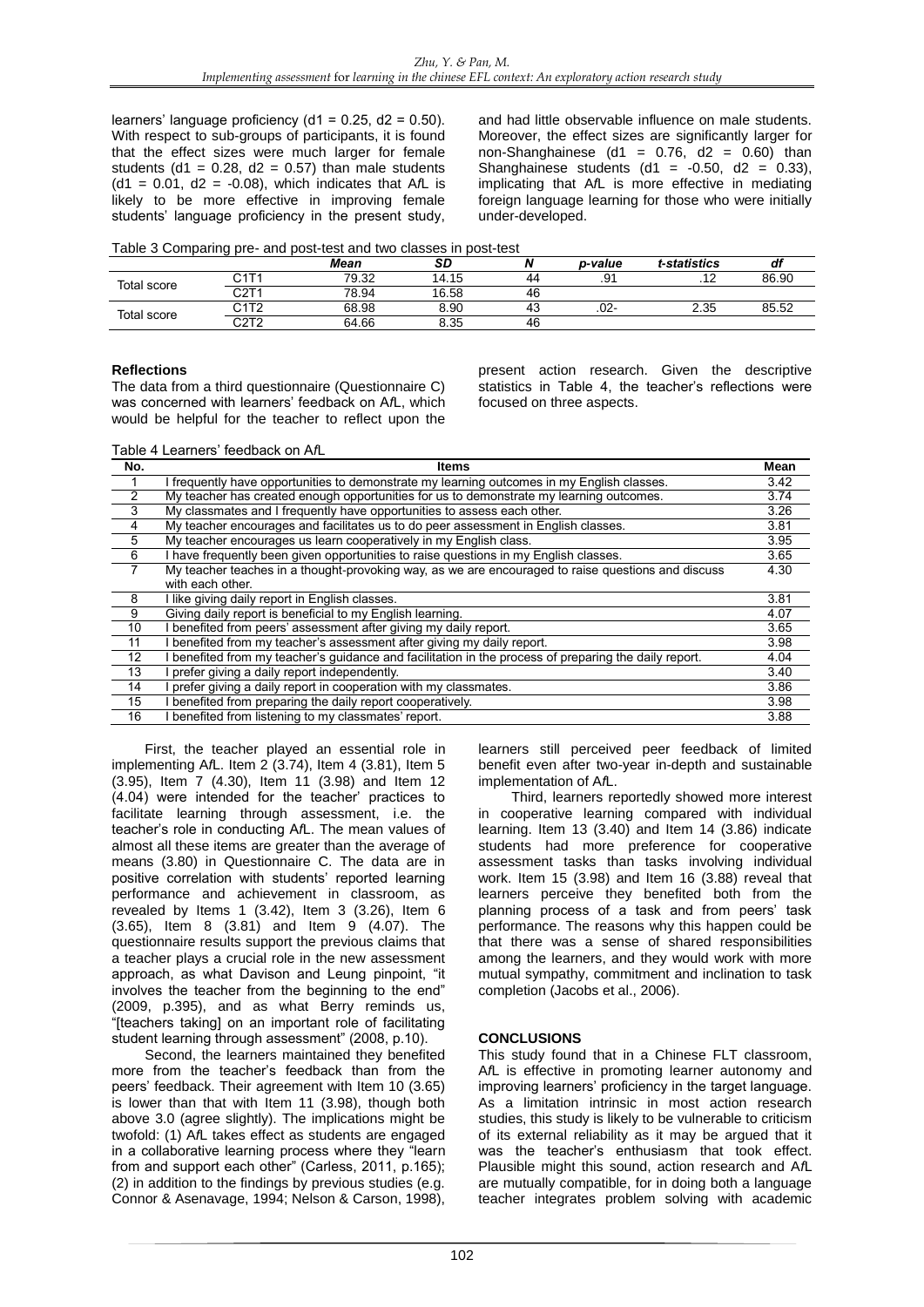learners' language proficiency ($d1 = 0.25$, $d2 = 0.50$). With respect to sub-groups of participants, it is found that the effect sizes were much larger for female students ($d1 = 0.28$, $d2 = 0.57$) than male students ($d1 = 0.01$, $d2 = -0.08$), which indicates that A*f*L is likely to be more effective in improving female students' language proficiency in the present study, and had little observable influence on male students. Moreover, the effect sizes are significantly larger for non-Shanghainese ($d1 = 0.76$, $d2 = 0.60$) than Shanghainese students ($d1 = -0.50$, $d2 = 0.33$), implicating that A*f*L is more effective in mediating foreign language learning for those who were initially under-developed.

Table 3 Comparing pre- and post-test and two classes in post-test

| | | *Mean* | *SD* | *N* | *p-value* | *t-statistics* | *df* |
|---|---|---|---|---|---|---|---|
| Total score | C1T1 | 79.32 | 14.15 | 44 | .91 | .12 | 86.90 |
| | C2T1 | 78.94 | 16.58 | 46 | | | |
| Total score | C1T2 | 68.98 | 8.90 | 43 | .02- | 2.35 | 85.52 |
| | C2T2 | 64.66 | 8.35 | 46 | | | |

**Reflections**

The data from a third questionnaire (Questionnaire C) was concerned with learners' feedback on A*f*L, which would be helpful for the teacher to reflect upon the present action research. Given the descriptive statistics in Table 4, the teacher's reflections were focused on three aspects.

Table 4 Learners' feedback on A*f*L

| No. | Items | Mean |
|---|---|---|
| 1 | I frequently have opportunities to demonstrate my learning outcomes in my English classes. | 3.42 |
| 2 | My teacher has created enough opportunities for us to demonstrate my learning outcomes. | 3.74 |
| 3 | My classmates and I frequently have opportunities to assess each other. | 3.26 |
| 4 | My teacher encourages and facilitates us to do peer assessment in English classes. | 3.81 |
| 5 | My teacher encourages us learn cooperatively in my English class. | 3.95 |
| 6 | I have frequently been given opportunities to raise questions in my English classes. | 3.65 |
| 7 | My teacher teaches in a thought-provoking way, as we are encouraged to raise questions and discuss with each other. | 4.30 |
| 8 | I like giving daily report in English classes. | 3.81 |
| 9 | Giving daily report is beneficial to my English learning. | 4.07 |
| 10 | I benefited from peers' assessment after giving my daily report. | 3.65 |
| 11 | I benefited from my teacher's assessment after giving my daily report. | 3.98 |
| 12 | I benefited from my teacher's guidance and facilitation in the process of preparing the daily report. | 4.04 |
| 13 | I prefer giving a daily report independently. | 3.40 |
| 14 | I prefer giving a daily report in cooperation with my classmates. | 3.86 |
| 15 | I benefited from preparing the daily report cooperatively. | 3.98 |
| 16 | I benefited from listening to my classmates' report. | 3.88 |

First, the teacher played an essential role in implementing A*f*L. Item 2 (3.74), Item 4 (3.81), Item 5 (3.95), Item 7 (4.30), Item 11 (3.98) and Item 12 (4.04) were intended for the teacher' practices to facilitate learning through assessment, i.e. the teacher's role in conducting A*f*L. The mean values of almost all these items are greater than the average of means (3.80) in Questionnaire C. The data are in positive correlation with students' reported learning performance and achievement in classroom, as revealed by Items 1 (3.42), Item 3 (3.26), Item 6 (3.65), Item 8 (3.81) and Item 9 (4.07). The questionnaire results support the previous claims that a teacher plays a crucial role in the new assessment approach, as what Davison and Leung pinpoint, "it involves the teacher from the beginning to the end" (2009, p.395), and as what Berry reminds us, "[teachers taking] on an important role of facilitating student learning through assessment" (2008, p.10).

Second, the learners maintained they benefited more from the teacher's feedback than from the peers' feedback. Their agreement with Item 10 (3.65) is lower than that with Item 11 (3.98), though both above 3.0 (agree slightly). The implications might be twofold: (1) A*f*L takes effect as students are engaged in a collaborative learning process where they "learn from and support each other" (Carless, 2011, p.165); (2) in addition to the findings by previous studies (e.g. Connor & Asenavage, 1994; Nelson & Carson, 1998), learners still perceived peer feedback of limited benefit even after two-year in-depth and sustainable implementation of A*f*L.

Third, learners reportedly showed more interest in cooperative learning compared with individual learning. Item 13 (3.40) and Item 14 (3.86) indicate students had more preference for cooperative assessment tasks than tasks involving individual work. Item 15 (3.98) and Item 16 (3.88) reveal that learners perceive they benefited both from the planning process of a task and from peers' task performance. The reasons why this happen could be that there was a sense of shared responsibilities among the learners, and they would work with more mutual sympathy, commitment and inclination to task completion (Jacobs et al., 2006).

## CONCLUSIONS

This study found that in a Chinese FLT classroom, A*f*L is effective in promoting learner autonomy and improving learners' proficiency in the target language. As a limitation intrinsic in most action research studies, this study is likely to be vulnerable to criticism of its external reliability as it may be argued that it was the teacher's enthusiasm that took effect. Plausible might this sound, action research and A*f*L are mutually compatible, for in doing both a language teacher integrates problem solving with academic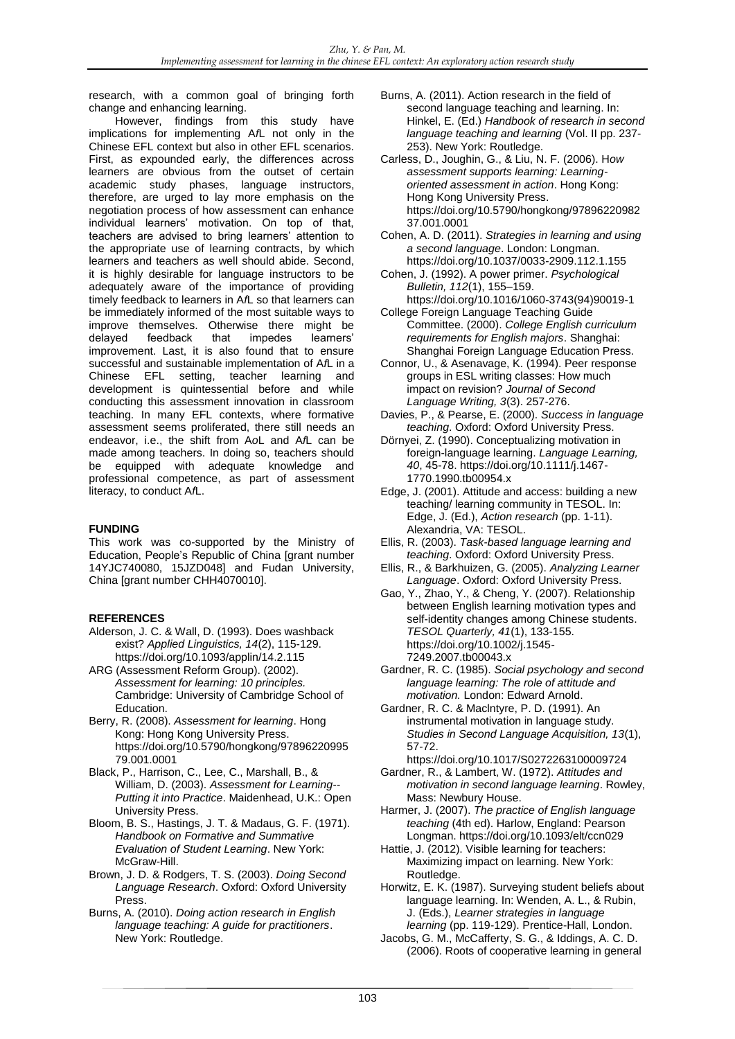research, with a common goal of bringing forth change and enhancing learning.

However, findings from this study have implications for implementing A*f*L not only in the Chinese EFL context but also in other EFL scenarios. First, as expounded early, the differences across learners are obvious from the outset of certain academic study phases, language instructors, therefore, are urged to lay more emphasis on the negotiation process of how assessment can enhance individual learners' motivation. On top of that, teachers are advised to bring learners' attention to the appropriate use of learning contracts, by which learners and teachers as well should abide. Second, it is highly desirable for language instructors to be adequately aware of the importance of providing timely feedback to learners in A*f*L so that learners can be immediately informed of the most suitable ways to improve themselves. Otherwise there might be delayed feedback that impedes learners' improvement. Last, it is also found that to ensure successful and sustainable implementation of A*f*L in a Chinese EFL setting, teacher learning and development is quintessential before and while conducting this assessment innovation in classroom teaching. In many EFL contexts, where formative assessment seems proliferated, there still needs an endeavor, i.e., the shift from A*o*L and A*f*L can be made among teachers. In doing so, teachers should be equipped with adequate knowledge and professional competence, as part of assessment literacy, to conduct A*f*L.

## FUNDING

This work was co-supported by the Ministry of Education, People's Republic of China [grant number 14YJC740080, 15JZD048] and Fudan University, China [grant number CHH4070010].

## REFERENCES

Alderson, J. C. & Wall, D. (1993). Does washback exist? *Applied Linguistics, 14*(2), 115-129. https://doi.org/10.1093/applin/14.2.115

ARG (Assessment Reform Group). (2002). *Assessment for learning: 10 principles.* Cambridge: University of Cambridge School of Education.

Berry, R. (2008). *Assessment for learning*. Hong Kong: Hong Kong University Press. https://doi.org/10.5790/hongkong/9789622099579.001.0001

Black, P., Harrison, C., Lee, C., Marshall, B., & William, D. (2003). *Assessment for Learning--Putting it into Practice*. Maidenhead, U.K.: Open University Press.

Bloom, B. S., Hastings, J. T. & Madaus, G. F. (1971). *Handbook on Formative and Summative Evaluation of Student Learning*. New York: McGraw-Hill.

Brown, J. D. & Rodgers, T. S. (2003). *Doing Second Language Research*. Oxford: Oxford University Press.

Burns, A. (2010). *Doing action research in English language teaching: A guide for practitioners*. New York: Routledge.

Burns, A. (2011). Action research in the field of second language teaching and learning. In: Hinkel, E. (Ed.) *Handbook of research in second language teaching and learning* (Vol. II pp. 237-253). New York: Routledge.

Carless, D., Joughin, G., & Liu, N. F. (2006). *How assessment supports learning: Learning-oriented assessment in action*. Hong Kong: Hong Kong University Press. https://doi.org/10.5790/hongkong/9789622098237.001.0001

Cohen, A. D. (2011). *Strategies in learning and using a second language*. London: Longman. https://doi.org/10.1037/0033-2909.112.1.155

Cohen, J. (1992). A power primer. *Psychological Bulletin, 112*(1), 155–159. https://doi.org/10.1016/1060-3743(94)90019-1

College Foreign Language Teaching Guide Committee. (2000). *College English curriculum requirements for English majors*. Shanghai: Shanghai Foreign Language Education Press.

Connor, U., & Asenavage, K. (1994). Peer response groups in ESL writing classes: How much impact on revision? *Journal of Second Language Writing, 3*(3). 257-276.

Davies, P., & Pearse, E. (2000). *Success in language teaching*. Oxford: Oxford University Press.

Dörnyei, Z. (1990). Conceptualizing motivation in foreign-language learning. *Language Learning, 40*, 45-78. https://doi.org/10.1111/j.1467-1770.1990.tb00954.x

Edge, J. (2001). Attitude and access: building a new teaching/ learning community in TESOL. In: Edge, J. (Ed.), *Action research* (pp. 1-11). Alexandria, VA: TESOL.

Ellis, R. (2003). *Task-based language learning and teaching*. Oxford: Oxford University Press.

Ellis, R., & Barkhuizen, G. (2005). *Analyzing Learner Language*. Oxford: Oxford University Press.

Gao, Y., Zhao, Y., & Cheng, Y. (2007). Relationship between English learning motivation types and self-identity changes among Chinese students. *TESOL Quarterly, 41*(1), 133-155. https://doi.org/10.1002/j.1545-7249.2007.tb00043.x

Gardner, R. C. (1985). *Social psychology and second language learning: The role of attitude and motivation.* London: Edward Arnold.

Gardner, R. C. & Maclntyre, P. D. (1991). An instrumental motivation in language study. *Studies in Second Language Acquisition, 13*(1), 57-72. https://doi.org/10.1017/S0272263100009724

Gardner, R., & Lambert, W. (1972). *Attitudes and motivation in second language learning*. Rowley, Mass: Newbury House.

Harmer, J. (2007). *The practice of English language teaching* (4th ed). Harlow, England: Pearson Longman. https://doi.org/10.1093/elt/ccn029

Hattie, J. (2012). Visible learning for teachers: Maximizing impact on learning. New York: Routledge.

Horwitz, E. K. (1987). Surveying student beliefs about language learning. In: Wenden, A. L., & Rubin, J. (Eds.), *Learner strategies in language learning* (pp. 119-129). Prentice-Hall, London.

Jacobs, G. M., McCafferty, S. G., & Iddings, A. C. D. (2006). Roots of cooperative learning in general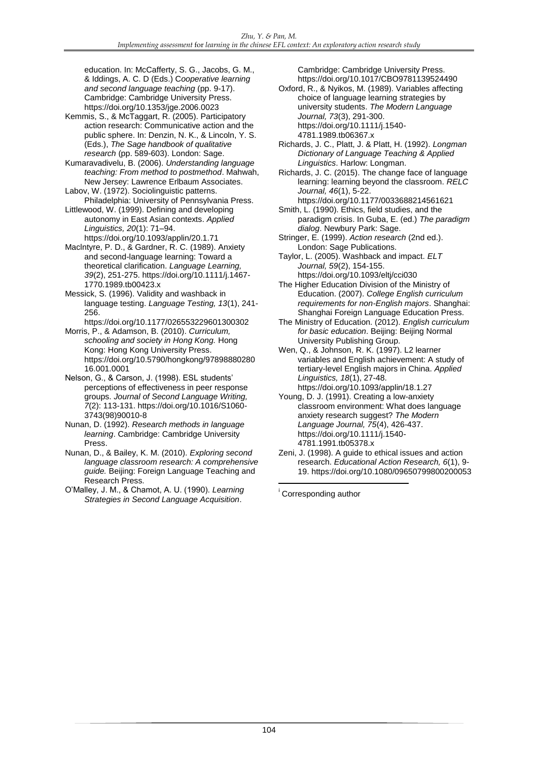education. In: McCafferty, S. G., Jacobs, G. M., & Iddings, A. C. D (Eds.) *Cooperative learning and second language teaching* (pp. 9-17). Cambridge: Cambridge University Press. https://doi.org/10.1353/jge.2006.0023

Kemmis, S., & McTaggart, R. (2005). Participatory action research: Communicative action and the public sphere. In: Denzin, N. K., & Lincoln, Y. S. (Eds.), *The Sage handbook of qualitative research* (pp. 589-603). London: Sage.

Kumaravadivelu, B. (2006). *Understanding language teaching: From method to postmethod*. Mahwah, New Jersey: Lawrence Erlbaum Associates.

Labov, W. (1972). Sociolinguistic patterns. Philadelphia: University of Pennsylvania Press.

Littlewood, W. (1999). Defining and developing autonomy in East Asian contexts. *Applied Linguistics, 20*(1): 71–94. https://doi.org/10.1093/applin/20.1.71

Maclntyre, P. D., & Gardner, R. C. (1989). Anxiety and second-language learning: Toward a theoretical clarification. *Language Learning, 39*(2), 251-275. https://doi.org/10.1111/j.1467-1770.1989.tb00423.x

Messick, S. (1996). Validity and washback in language testing. *Language Testing, 13*(1), 241-256. https://doi.org/10.1177/026553229601300302

Morris, P., & Adamson, B. (2010). *Curriculum, schooling and society in Hong Kong.* Hong Kong: Hong Kong University Press. https://doi.org/10.5790/hongkong/9789888028016.001.0001

Nelson, G., & Carson, J. (1998). ESL students' perceptions of effectiveness in peer response groups. *Journal of Second Language Writing, 7*(2): 113-131. https://doi.org/10.1016/S1060-3743(98)90010-8

Nunan, D. (1992). *Research methods in language learning*. Cambridge: Cambridge University Press.

Nunan, D., & Bailey, K. M. (2010). *Exploring second language classroom research: A comprehensive guide.* Beijing: Foreign Language Teaching and Research Press.

O'Malley, J. M., & Chamot, A. U. (1990). *Learning Strategies in Second Language Acquisition*. Cambridge: Cambridge University Press. https://doi.org/10.1017/CBO9781139524490

Oxford, R., & Nyikos, M. (1989). Variables affecting choice of language learning strategies by university students. *The Modern Language Journal, 73*(3), 291-300. https://doi.org/10.1111/j.1540-4781.1989.tb06367.x

Richards, J. C., Platt, J. & Platt, H. (1992). *Longman Dictionary of Language Teaching & Applied Linguistics*. Harlow: Longman.

Richards, J. C. (2015). The change face of language learning: learning beyond the classroom. *RELC Journal, 46*(1), 5-22. https://doi.org/10.1177/0033688214561621

Smith, L. (1990). Ethics, field studies, and the paradigm crisis. In Guba, E. (ed.) *The paradigm dialog*. Newbury Park: Sage.

Stringer, E. (1999). *Action research* (2nd ed.). London: Sage Publications.

Taylor, L. (2005). Washback and impact. *ELT Journal, 59*(2), 154-155. https://doi.org/10.1093/eltj/cci030

The Higher Education Division of the Ministry of Education. (2007). *College English curriculum requirements for non-English majors*. Shanghai: Shanghai Foreign Language Education Press.

The Ministry of Education. (2012). *English curriculum for basic education*. Beijing: Beijing Normal University Publishing Group.

Wen, Q., & Johnson, R. K. (1997). L2 learner variables and English achievement: A study of tertiary-level English majors in China. *Applied Linguistics, 18*(1), 27-48. https://doi.org/10.1093/applin/18.1.27

Young, D. J. (1991). Creating a low-anxiety classroom environment: What does language anxiety research suggest? *The Modern Language Journal, 75*(4), 426-437. https://doi.org/10.1111/j.1540-4781.1991.tb05378.x

Zeni, J. (1998). A guide to ethical issues and action research. *Educational Action Research, 6*(1), 9-19. https://doi.org/10.1080/09650799800200053

---

[i] Corresponding author